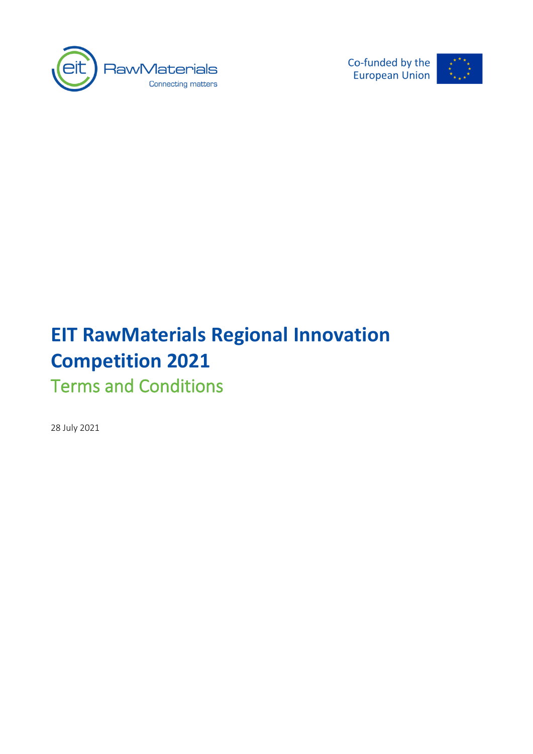# EIT RawMaterials Regional Innovation Competition 2021

## Terms and Conditions

28 July 2021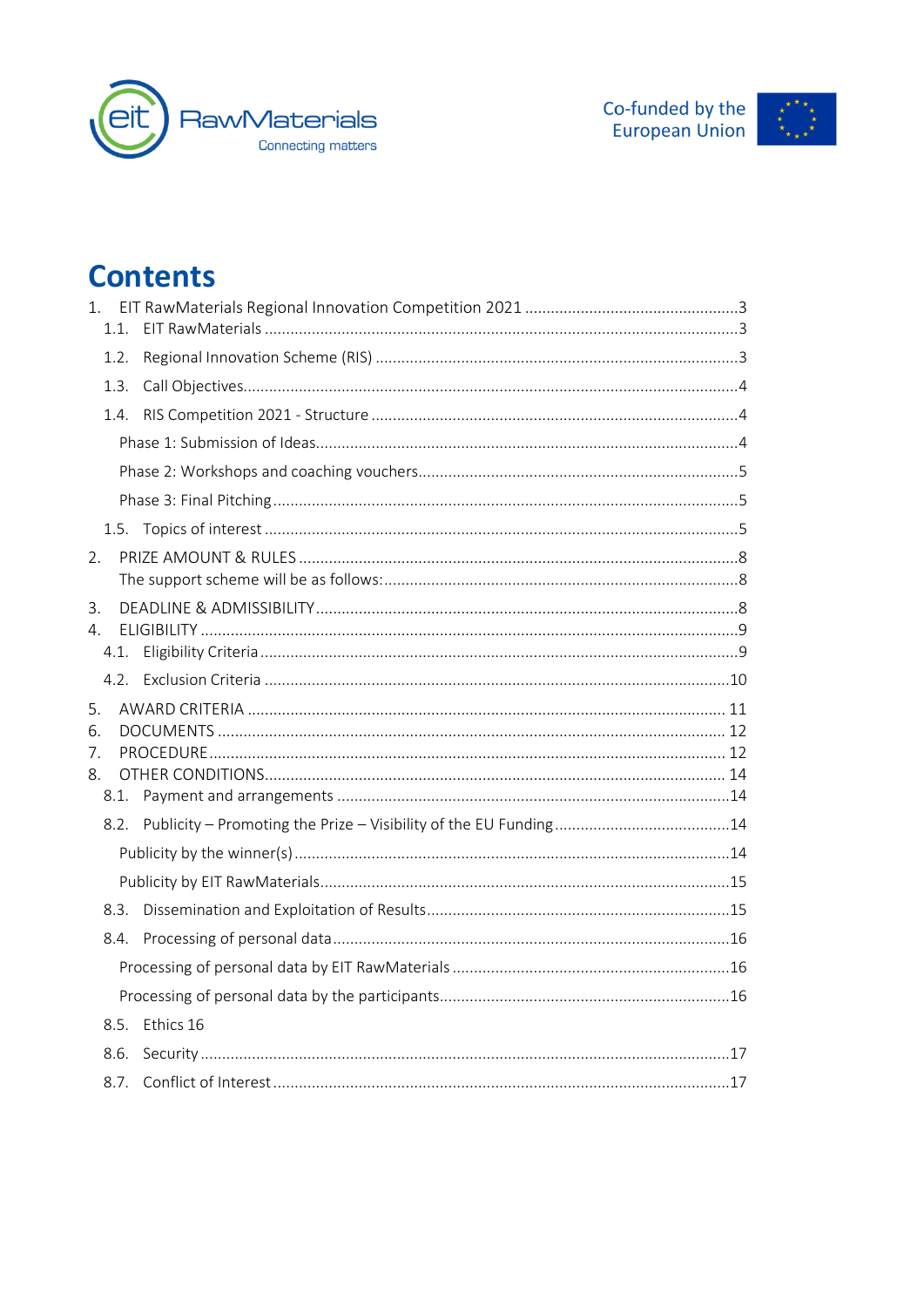# Contents

1. EIT RawMaterials Regional Innovation Competition 2021 ......................................................3
   1.1. EIT RawMaterials ....................................................................................................3
   1.2. Regional Innovation Scheme (RIS) .........................................................................3
   1.3. Call Objectives..........................................................................................................4
   1.4. RIS Competition 2021 - Structure ...........................................................................4
      Phase 1: Submission of Ideas.....................................................................................4
      Phase 2: Workshops and coaching vouchers..............................................................5
      Phase 3: Final Pitching................................................................................................5
   1.5. Topics of interest .....................................................................................................5
2. PRIZE AMOUNT & RULES ..........................................................................................8
   The support scheme will be as follows:.........................................................................8
3. DEADLINE & ADMISSIBILITY......................................................................................8
4. ELIGIBILITY ..................................................................................................................9
   4.1. Eligibility Criteria .....................................................................................................9
   4.2. Exclusion Criteria ..................................................................................................10
5. AWARD CRITERIA ..................................................................................................... 11
6. DOCUMENTS ............................................................................................................. 12
7. PROCEDURE .............................................................................................................. 12
8. OTHER CONDITIONS.................................................................................................. 14
   8.1. Payment and arrangements ..................................................................................14
   8.2. Publicity – Promoting the Prize – Visibility of the EU Funding ................................14
      Publicity by the winner(s) ...........................................................................................14
      Publicity by EIT RawMaterials......................................................................................15
   8.3. Dissemination and Exploitation of Results.............................................................15
   8.4. Processing of personal data ..................................................................................16
      Processing of personal data by EIT RawMaterials .......................................................16
      Processing of personal data by the participants..........................................................16
   8.5. Ethics 16
   8.6. Security ..................................................................................................................17
   8.7. Conflict of Interest .................................................................................................17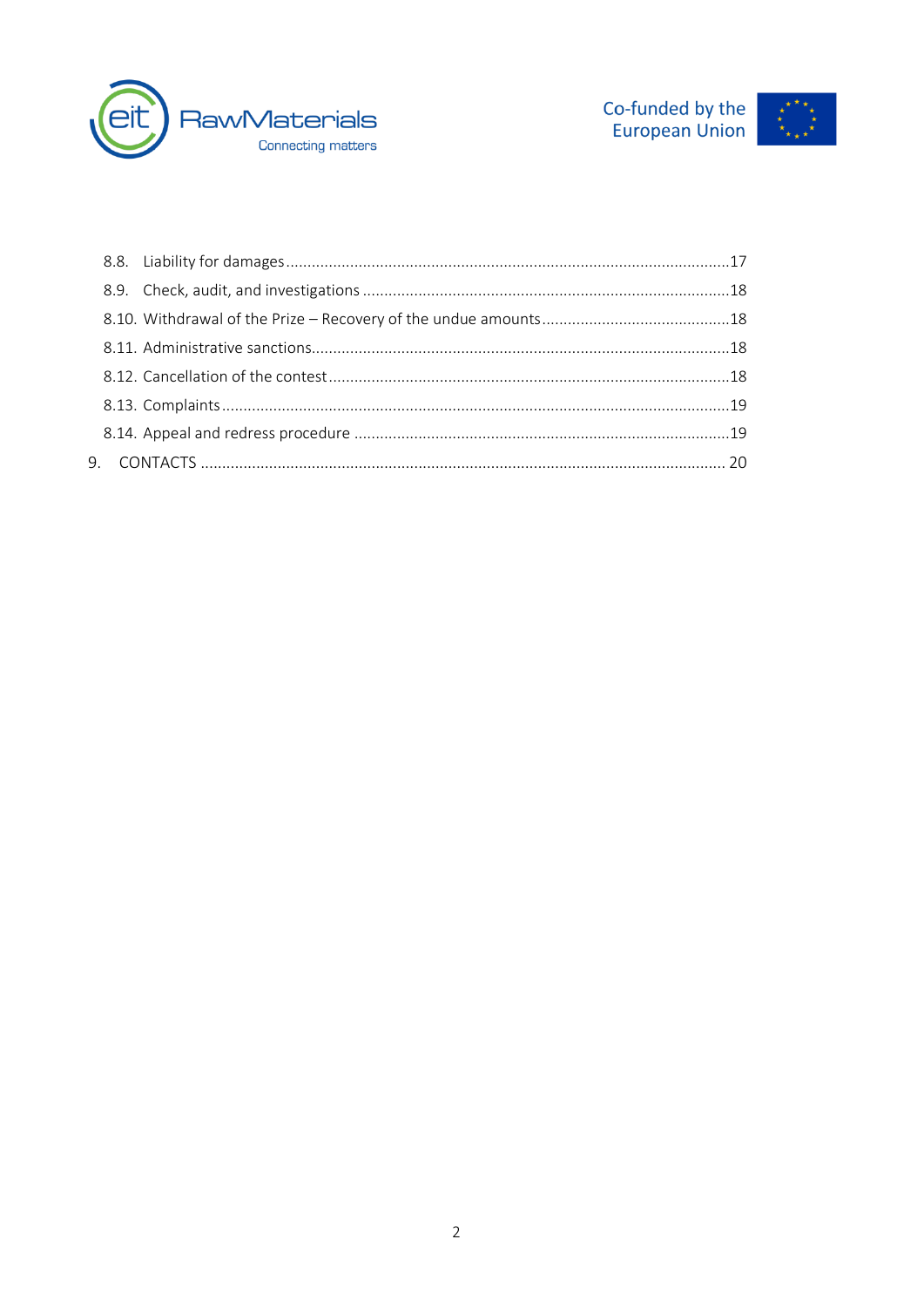8.8. Liability for damages ........................................................................................................17

8.9. Check, audit, and investigations .....................................................................................18

8.10. Withdrawal of the Prize – Recovery of the undue amounts ............................................18

8.11. Administrative sanctions..................................................................................................18

8.12. Cancellation of the contest ..............................................................................................18

8.13. Complaints .......................................................................................................................19

8.14. Appeal and redress procedure ........................................................................................19

9. CONTACTS ........................................................................................................................... 20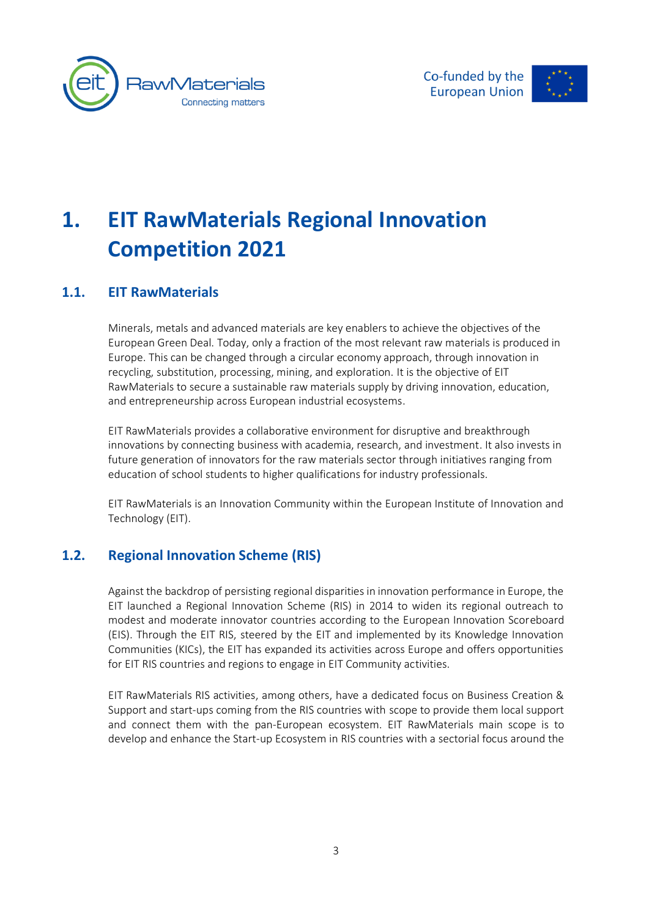# 1. EIT RawMaterials Regional Innovation Competition 2021

## 1.1. EIT RawMaterials

Minerals, metals and advanced materials are key enablers to achieve the objectives of the European Green Deal. Today, only a fraction of the most relevant raw materials is produced in Europe. This can be changed through a circular economy approach, through innovation in recycling, substitution, processing, mining, and exploration. It is the objective of EIT RawMaterials to secure a sustainable raw materials supply by driving innovation, education, and entrepreneurship across European industrial ecosystems.

EIT RawMaterials provides a collaborative environment for disruptive and breakthrough innovations by connecting business with academia, research, and investment. It also invests in future generation of innovators for the raw materials sector through initiatives ranging from education of school students to higher qualifications for industry professionals.

EIT RawMaterials is an Innovation Community within the European Institute of Innovation and Technology (EIT).

## 1.2. Regional Innovation Scheme (RIS)

Against the backdrop of persisting regional disparities in innovation performance in Europe, the EIT launched a Regional Innovation Scheme (RIS) in 2014 to widen its regional outreach to modest and moderate innovator countries according to the European Innovation Scoreboard (EIS). Through the EIT RIS, steered by the EIT and implemented by its Knowledge Innovation Communities (KICs), the EIT has expanded its activities across Europe and offers opportunities for EIT RIS countries and regions to engage in EIT Community activities.

EIT RawMaterials RIS activities, among others, have a dedicated focus on Business Creation & Support and start-ups coming from the RIS countries with scope to provide them local support and connect them with the pan-European ecosystem. EIT RawMaterials main scope is to develop and enhance the Start-up Ecosystem in RIS countries with a sectorial focus around the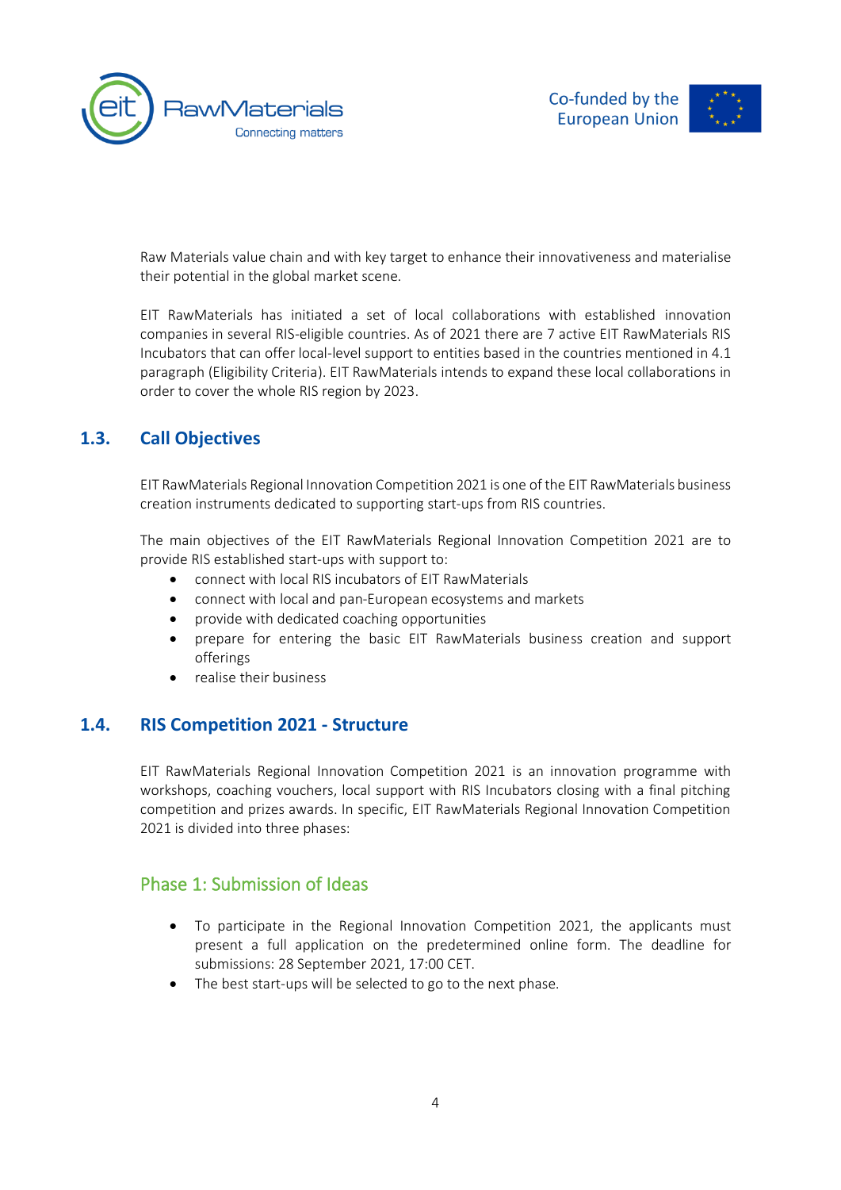Raw Materials value chain and with key target to enhance their innovativeness and materialise their potential in the global market scene.

EIT RawMaterials has initiated a set of local collaborations with established innovation companies in several RIS-eligible countries. As of 2021 there are 7 active EIT RawMaterials RIS Incubators that can offer local-level support to entities based in the countries mentioned in 4.1 paragraph (Eligibility Criteria). EIT RawMaterials intends to expand these local collaborations in order to cover the whole RIS region by 2023.

## 1.3. Call Objectives

EIT RawMaterials Regional Innovation Competition 2021 is one of the EIT RawMaterials business creation instruments dedicated to supporting start-ups from RIS countries.

The main objectives of the EIT RawMaterials Regional Innovation Competition 2021 are to provide RIS established start-ups with support to:

- connect with local RIS incubators of EIT RawMaterials
- connect with local and pan-European ecosystems and markets
- provide with dedicated coaching opportunities
- prepare for entering the basic EIT RawMaterials business creation and support offerings
- realise their business

## 1.4. RIS Competition 2021 - Structure

EIT RawMaterials Regional Innovation Competition 2021 is an innovation programme with workshops, coaching vouchers, local support with RIS Incubators closing with a final pitching competition and prizes awards. In specific, EIT RawMaterials Regional Innovation Competition 2021 is divided into three phases:

### Phase 1: Submission of Ideas

- To participate in the Regional Innovation Competition 2021, the applicants must present a full application on the predetermined online form. The deadline for submissions: 28 September 2021, 17:00 CET.
- The best start-ups will be selected to go to the next phase.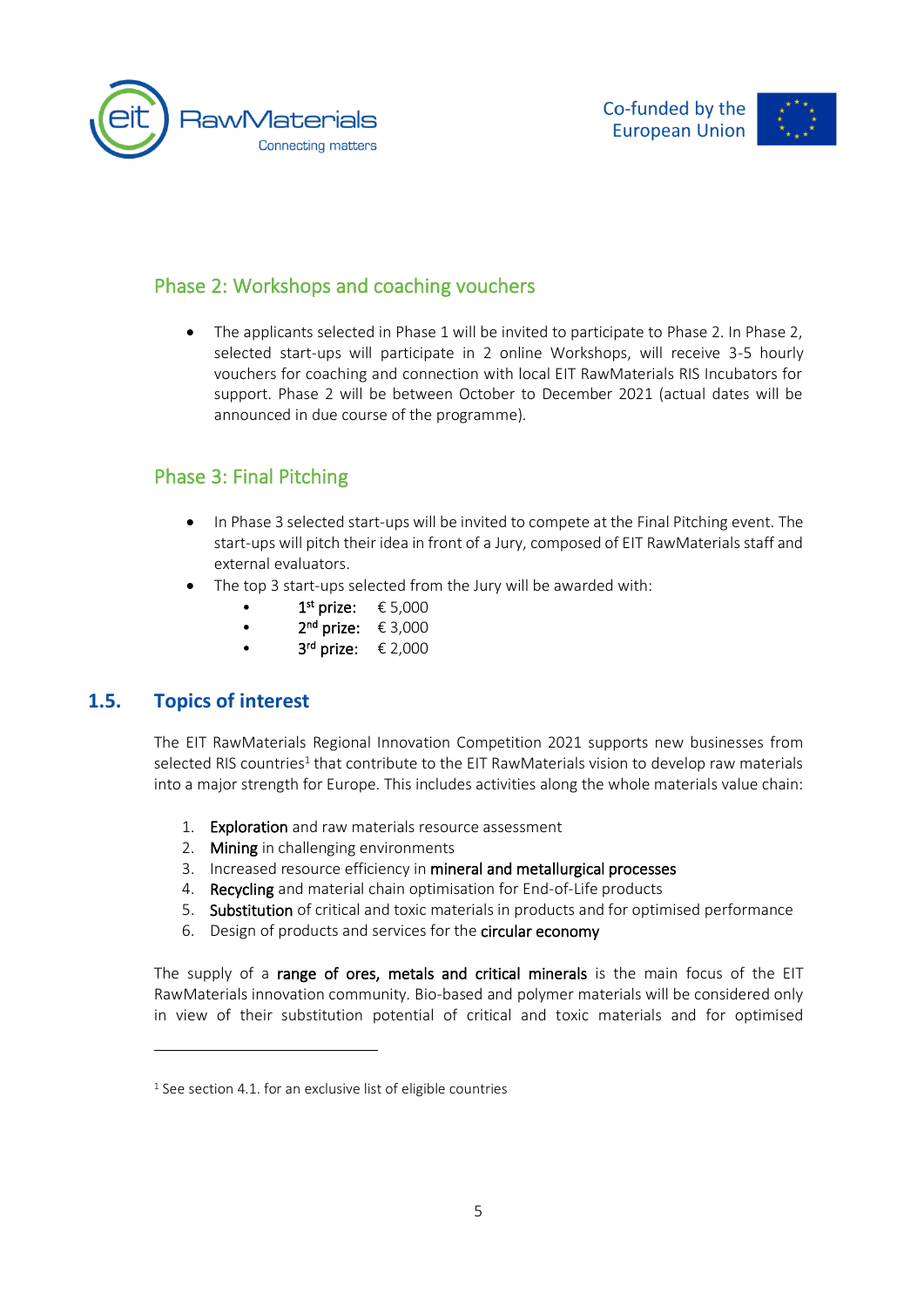### Phase 2: Workshops and coaching vouchers

- The applicants selected in Phase 1 will be invited to participate to Phase 2. In Phase 2, selected start-ups will participate in 2 online Workshops, will receive 3-5 hourly vouchers for coaching and connection with local EIT RawMaterials RIS Incubators for support. Phase 2 will be between October to December 2021 (actual dates will be announced in due course of the programme).

### Phase 3: Final Pitching

- In Phase 3 selected start-ups will be invited to compete at the Final Pitching event. The start-ups will pitch their idea in front of a Jury, composed of EIT RawMaterials staff and external evaluators.
- The top 3 start-ups selected from the Jury will be awarded with:
  - 1st prize: € 5,000
  - 2nd prize: € 3,000
  - 3rd prize: € 2,000

## 1.5. Topics of interest

The EIT RawMaterials Regional Innovation Competition 2021 supports new businesses from selected RIS countries[1] that contribute to the EIT RawMaterials vision to develop raw materials into a major strength for Europe. This includes activities along the whole materials value chain:

1. **Exploration** and raw materials resource assessment
2. **Mining** in challenging environments
3. Increased resource efficiency in **mineral and metallurgical processes**
4. **Recycling** and material chain optimisation for End-of-Life products
5. **Substitution** of critical and toxic materials in products and for optimised performance
6. Design of products and services for the **circular economy**

The supply of a **range of ores, metals and critical minerals** is the main focus of the EIT RawMaterials innovation community. Bio-based and polymer materials will be considered only in view of their substitution potential of critical and toxic materials and for optimised

[1] See section 4.1. for an exclusive list of eligible countries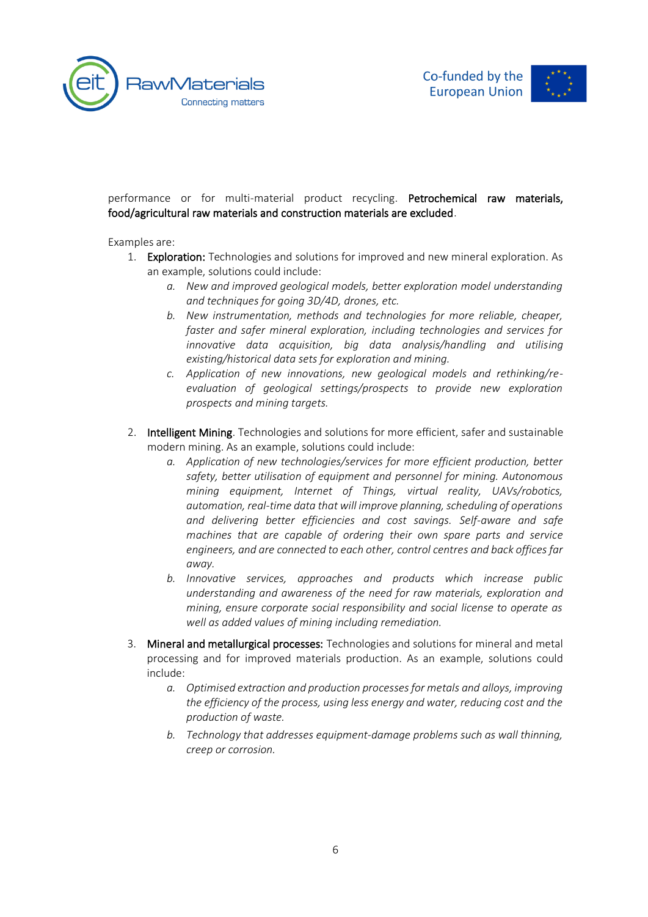performance or for multi-material product recycling. **Petrochemical raw materials, food/agricultural raw materials and construction materials are excluded**.

Examples are:

1. **Exploration:** Technologies and solutions for improved and new mineral exploration. As an example, solutions could include:
    a. *New and improved geological models, better exploration model understanding and techniques for going 3D/4D, drones, etc.*
    b. *New instrumentation, methods and technologies for more reliable, cheaper, faster and safer mineral exploration, including technologies and services for innovative data acquisition, big data analysis/handling and utilising existing/historical data sets for exploration and mining.*
    c. *Application of new innovations, new geological models and rethinking/re-evaluation of geological settings/prospects to provide new exploration prospects and mining targets.*

2. **Intelligent Mining**. Technologies and solutions for more efficient, safer and sustainable modern mining. As an example, solutions could include:
    a. *Application of new technologies/services for more efficient production, better safety, better utilisation of equipment and personnel for mining. Autonomous mining equipment, Internet of Things, virtual reality, UAVs/robotics, automation, real-time data that will improve planning, scheduling of operations and delivering better efficiencies and cost savings. Self-aware and safe machines that are capable of ordering their own spare parts and service engineers, and are connected to each other, control centres and back offices far away.*
    b. *Innovative services, approaches and products which increase public understanding and awareness of the need for raw materials, exploration and mining, ensure corporate social responsibility and social license to operate as well as added values of mining including remediation.*

3. **Mineral and metallurgical processes:** Technologies and solutions for mineral and metal processing and for improved materials production. As an example, solutions could include:
    a. *Optimised extraction and production processes for metals and alloys, improving the efficiency of the process, using less energy and water, reducing cost and the production of waste.*
    b. *Technology that addresses equipment-damage problems such as wall thinning, creep or corrosion.*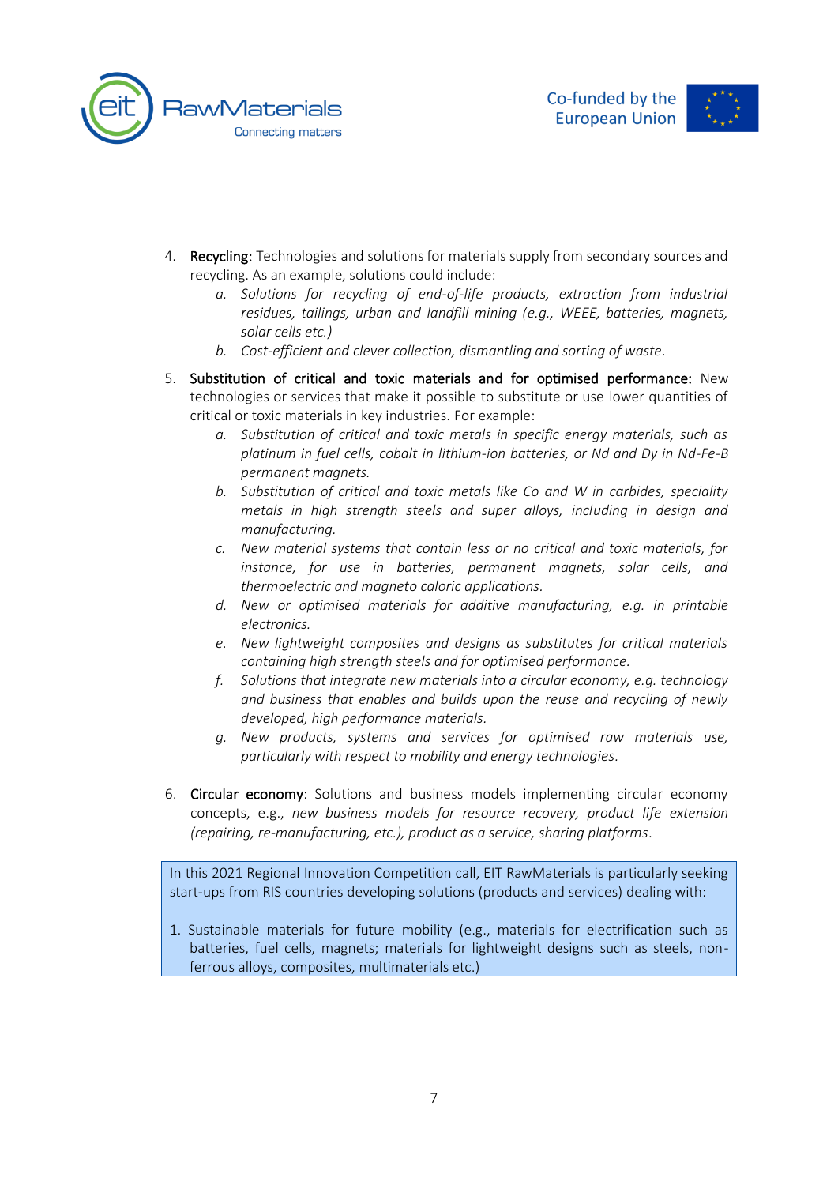4. **Recycling:** Technologies and solutions for materials supply from secondary sources and recycling. As an example, solutions could include:
    a. *Solutions for recycling of end-of-life products, extraction from industrial residues, tailings, urban and landfill mining (e.g., WEEE, batteries, magnets, solar cells etc.)*
    b. *Cost-efficient and clever collection, dismantling and sorting of waste.*

5. **Substitution of critical and toxic materials and for optimised performance:** New technologies or services that make it possible to substitute or use lower quantities of critical or toxic materials in key industries. For example:
    a. *Substitution of critical and toxic metals in specific energy materials, such as platinum in fuel cells, cobalt in lithium-ion batteries, or Nd and Dy in Nd-Fe-B permanent magnets.*
    b. *Substitution of critical and toxic metals like Co and W in carbides, speciality metals in high strength steels and super alloys, including in design and manufacturing.*
    c. *New material systems that contain less or no critical and toxic materials, for instance, for use in batteries, permanent magnets, solar cells, and thermoelectric and magneto caloric applications.*
    d. *New or optimised materials for additive manufacturing, e.g. in printable electronics.*
    e. *New lightweight composites and designs as substitutes for critical materials containing high strength steels and for optimised performance.*
    f. *Solutions that integrate new materials into a circular economy, e.g. technology and business that enables and builds upon the reuse and recycling of newly developed, high performance materials.*
    g. *New products, systems and services for optimised raw materials use, particularly with respect to mobility and energy technologies.*

6. **Circular economy**: Solutions and business models implementing circular economy concepts, e.g., *new business models for resource recovery, product life extension (repairing, re-manufacturing, etc.), product as a service, sharing platforms.*

In this 2021 Regional Innovation Competition call, EIT RawMaterials is particularly seeking start-ups from RIS countries developing solutions (products and services) dealing with:

1. Sustainable materials for future mobility (e.g., materials for electrification such as batteries, fuel cells, magnets; materials for lightweight designs such as steels, non-ferrous alloys, composites, multimaterials etc.)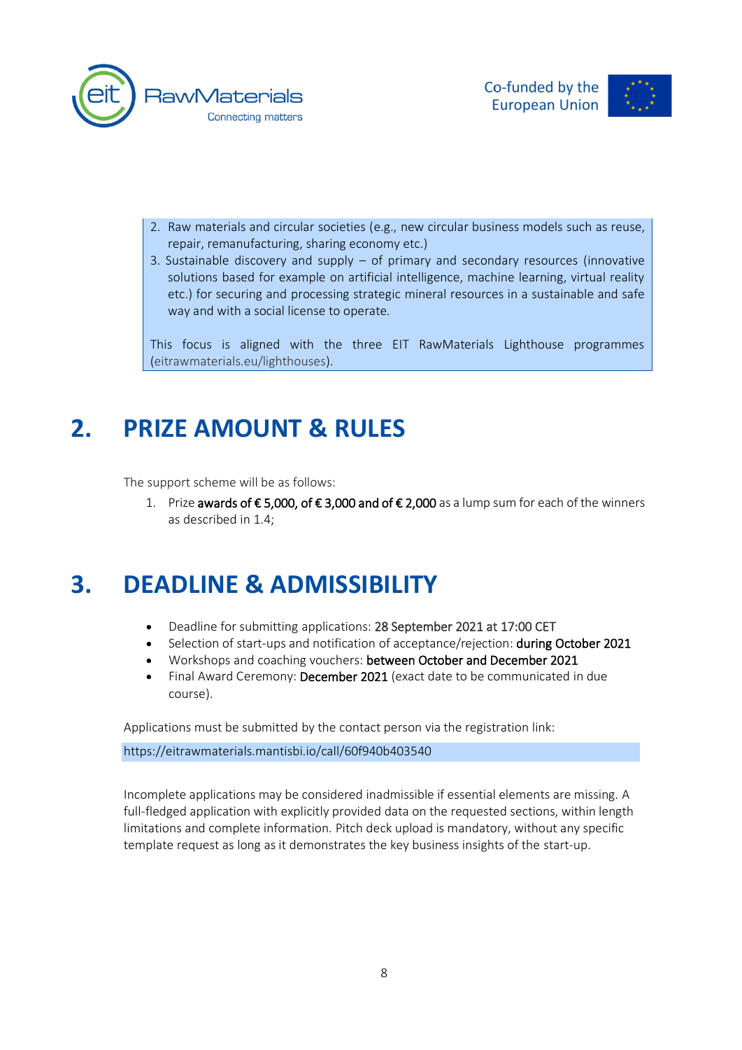2. Raw materials and circular societies (e.g., new circular business models such as reuse, repair, remanufacturing, sharing economy etc.)
3. Sustainable discovery and supply – of primary and secondary resources (innovative solutions based for example on artificial intelligence, machine learning, virtual reality etc.) for securing and processing strategic mineral resources in a sustainable and safe way and with a social license to operate.

This focus is aligned with the three EIT RawMaterials Lighthouse programmes (eitrawmaterials.eu/lighthouses).

# 2. PRIZE AMOUNT & RULES

The support scheme will be as follows:

1. Prize **awards of € 5,000, of € 3,000 and of € 2,000** as a lump sum for each of the winners as described in 1.4;

# 3. DEADLINE & ADMISSIBILITY

- Deadline for submitting applications: **28 September 2021** at 17:00 CET
- Selection of start-ups and notification of acceptance/rejection: **during October 2021**
- Workshops and coaching vouchers: **between October and December 2021**
- Final Award Ceremony: **December 2021** (exact date to be communicated in due course).

Applications must be submitted by the contact person via the registration link:

https://eitrawmaterials.mantisbi.io/call/60f940b403540

Incomplete applications may be considered inadmissible if essential elements are missing. A full-fledged application with explicitly provided data on the requested sections, within length limitations and complete information. Pitch deck upload is mandatory, without any specific template request as long as it demonstrates the key business insights of the start-up.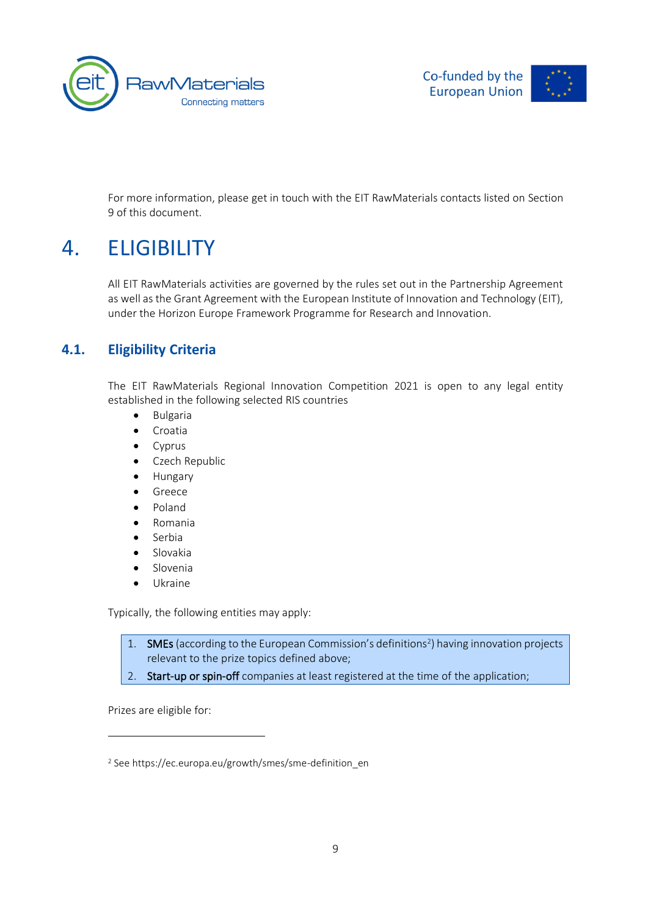For more information, please get in touch with the EIT RawMaterials contacts listed on Section 9 of this document.

# 4. ELIGIBILITY

All EIT RawMaterials activities are governed by the rules set out in the Partnership Agreement as well as the Grant Agreement with the European Institute of Innovation and Technology (EIT), under the Horizon Europe Framework Programme for Research and Innovation.

## 4.1. Eligibility Criteria

The EIT RawMaterials Regional Innovation Competition 2021 is open to any legal entity established in the following selected RIS countries

- Bulgaria
- Croatia
- Cyprus
- Czech Republic
- Hungary
- Greece
- Poland
- Romania
- Serbia
- Slovakia
- Slovenia
- Ukraine

Typically, the following entities may apply:

1. **SMEs** (according to the European Commission's definitions[2]) having innovation projects relevant to the prize topics defined above;
2. **Start-up or spin-off** companies at least registered at the time of the application;

Prizes are eligible for:

---

[2] See https://ec.europa.eu/growth/smes/sme-definition_en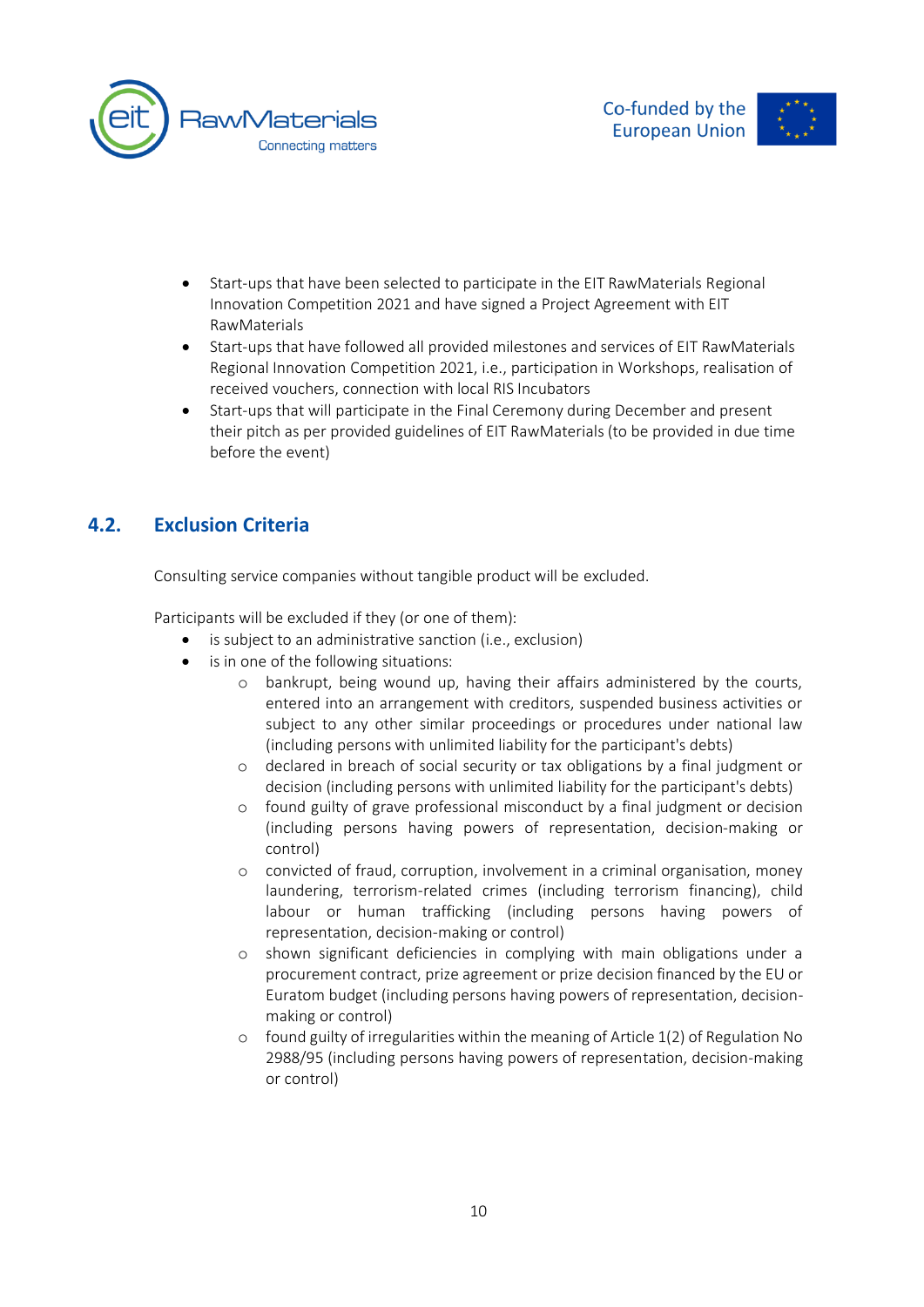- Start-ups that have been selected to participate in the EIT RawMaterials Regional Innovation Competition 2021 and have signed a Project Agreement with EIT RawMaterials
- Start-ups that have followed all provided milestones and services of EIT RawMaterials Regional Innovation Competition 2021, i.e., participation in Workshops, realisation of received vouchers, connection with local RIS Incubators
- Start-ups that will participate in the Final Ceremony during December and present their pitch as per provided guidelines of EIT RawMaterials (to be provided in due time before the event)

## 4.2. Exclusion Criteria

Consulting service companies without tangible product will be excluded.

Participants will be excluded if they (or one of them):

- is subject to an administrative sanction (i.e., exclusion)
- is in one of the following situations:
  - bankrupt, being wound up, having their affairs administered by the courts, entered into an arrangement with creditors, suspended business activities or subject to any other similar proceedings or procedures under national law (including persons with unlimited liability for the participant's debts)
  - declared in breach of social security or tax obligations by a final judgment or decision (including persons with unlimited liability for the participant's debts)
  - found guilty of grave professional misconduct by a final judgment or decision (including persons having powers of representation, decision-making or control)
  - convicted of fraud, corruption, involvement in a criminal organisation, money laundering, terrorism-related crimes (including terrorism financing), child labour or human trafficking (including persons having powers of representation, decision-making or control)
  - shown significant deficiencies in complying with main obligations under a procurement contract, prize agreement or prize decision financed by the EU or Euratom budget (including persons having powers of representation, decision-making or control)
  - found guilty of irregularities within the meaning of Article 1(2) of Regulation No 2988/95 (including persons having powers of representation, decision-making or control)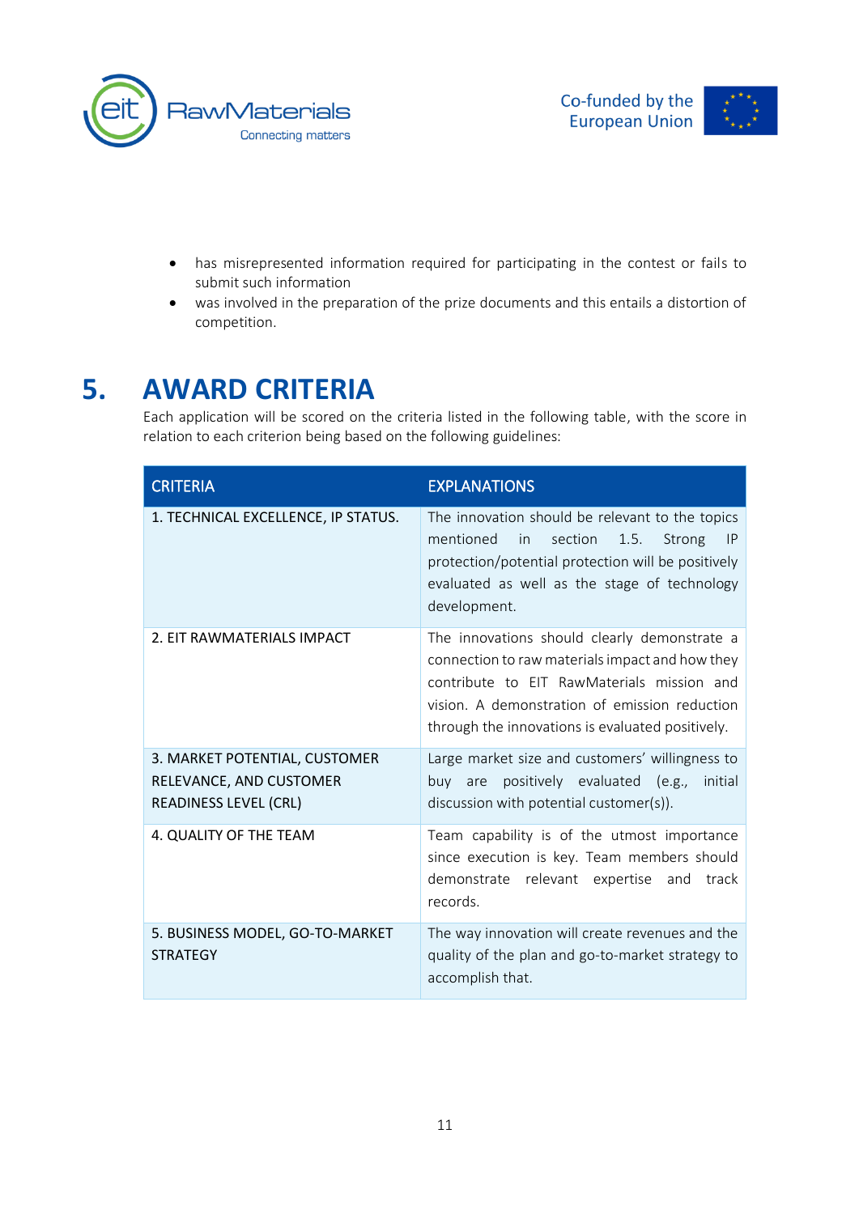- has misrepresented information required for participating in the contest or fails to submit such information
- was involved in the preparation of the prize documents and this entails a distortion of competition.

# 5. AWARD CRITERIA

Each application will be scored on the criteria listed in the following table, with the score in relation to each criterion being based on the following guidelines:

| CRITERIA | EXPLANATIONS |
|---|---|
| 1. TECHNICAL EXCELLENCE, IP STATUS. | The innovation should be relevant to the topics mentioned in section 1.5. Strong IP protection/potential protection will be positively evaluated as well as the stage of technology development. |
| 2. EIT RAWMATERIALS IMPACT | The innovations should clearly demonstrate a connection to raw materials impact and how they contribute to EIT RawMaterials mission and vision. A demonstration of emission reduction through the innovations is evaluated positively. |
| 3. MARKET POTENTIAL, CUSTOMER RELEVANCE, AND CUSTOMER READINESS LEVEL (CRL) | Large market size and customers' willingness to buy are positively evaluated (e.g., initial discussion with potential customer(s)). |
| 4. QUALITY OF THE TEAM | Team capability is of the utmost importance since execution is key. Team members should demonstrate relevant expertise and track records. |
| 5. BUSINESS MODEL, GO-TO-MARKET STRATEGY | The way innovation will create revenues and the quality of the plan and go-to-market strategy to accomplish that. |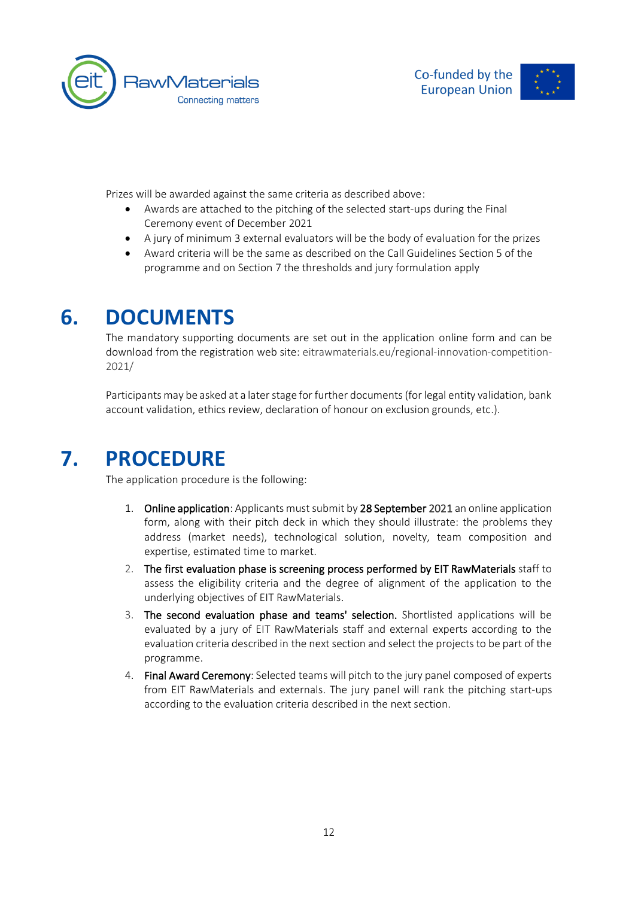Prizes will be awarded against the same criteria as described above:

- Awards are attached to the pitching of the selected start-ups during the Final Ceremony event of December 2021
- A jury of minimum 3 external evaluators will be the body of evaluation for the prizes
- Award criteria will be the same as described on the Call Guidelines Section 5 of the programme and on Section 7 the thresholds and jury formulation apply

# 6. DOCUMENTS

The mandatory supporting documents are set out in the application online form and can be download from the registration web site: eitrawmaterials.eu/regional-innovation-competition-2021/

Participants may be asked at a later stage for further documents (for legal entity validation, bank account validation, ethics review, declaration of honour on exclusion grounds, etc.).

# 7. PROCEDURE

The application procedure is the following:

1. **Online application**: Applicants must submit by **28 September** 2021 an online application form, along with their pitch deck in which they should illustrate: the problems they address (market needs), technological solution, novelty, team composition and expertise, estimated time to market.
2. **The first evaluation phase is screening process performed by EIT RawMaterials** staff to assess the eligibility criteria and the degree of alignment of the application to the underlying objectives of EIT RawMaterials.
3. **The second evaluation phase and teams' selection.** Shortlisted applications will be evaluated by a jury of EIT RawMaterials staff and external experts according to the evaluation criteria described in the next section and select the projects to be part of the programme.
4. **Final Award Ceremony**: Selected teams will pitch to the jury panel composed of experts from EIT RawMaterials and externals. The jury panel will rank the pitching start-ups according to the evaluation criteria described in the next section.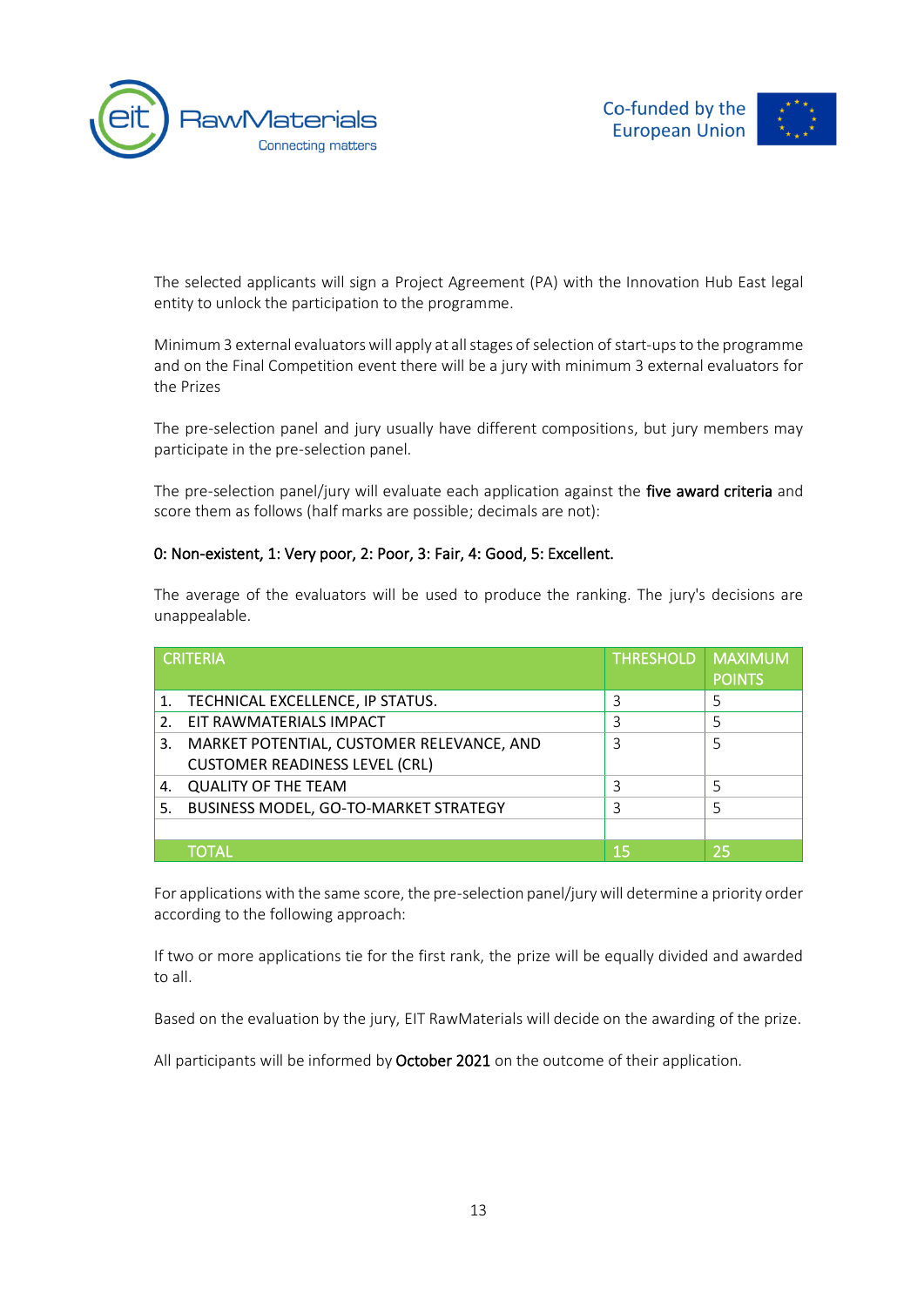The selected applicants will sign a Project Agreement (PA) with the Innovation Hub East legal entity to unlock the participation to the programme.

Minimum 3 external evaluators will apply at all stages of selection of start-ups to the programme and on the Final Competition event there will be a jury with minimum 3 external evaluators for the Prizes

The pre-selection panel and jury usually have different compositions, but jury members may participate in the pre-selection panel.

The pre-selection panel/jury will evaluate each application against the **five award criteria** and score them as follows (half marks are possible; decimals are not):

**0: Non-existent, 1: Very poor, 2: Poor, 3: Fair, 4: Good, 5: Excellent.**

The average of the evaluators will be used to produce the ranking. The jury's decisions are unappealable.

| CRITERIA | THRESHOLD | MAXIMUM POINTS |
|---|---|---|
| 1. TECHNICAL EXCELLENCE, IP STATUS. | 3 | 5 |
| 2. EIT RAWMATERIALS IMPACT | 3 | 5 |
| 3. MARKET POTENTIAL, CUSTOMER RELEVANCE, AND CUSTOMER READINESS LEVEL (CRL) | 3 | 5 |
| 4. QUALITY OF THE TEAM | 3 | 5 |
| 5. BUSINESS MODEL, GO-TO-MARKET STRATEGY | 3 | 5 |
| | | |
| TOTAL | 15 | 25 |

For applications with the same score, the pre-selection panel/jury will determine a priority order according to the following approach:

If two or more applications tie for the first rank, the prize will be equally divided and awarded to all.

Based on the evaluation by the jury, EIT RawMaterials will decide on the awarding of the prize.

All participants will be informed by **October 2021** on the outcome of their application.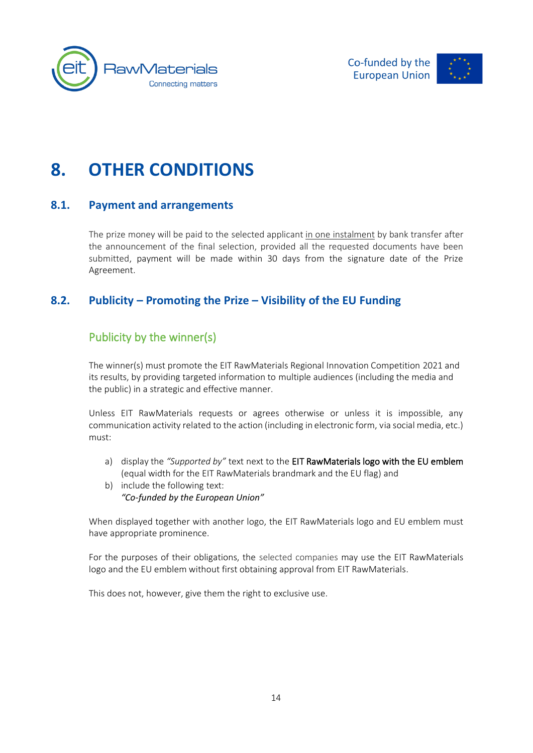# 8. OTHER CONDITIONS

## 8.1. Payment and arrangements

The prize money will be paid to the selected applicant in one instalment by bank transfer after the announcement of the final selection, provided all the requested documents have been submitted, payment will be made within 30 days from the signature date of the Prize Agreement.

## 8.2. Publicity – Promoting the Prize – Visibility of the EU Funding

### Publicity by the winner(s)

The winner(s) must promote the EIT RawMaterials Regional Innovation Competition 2021 and its results, by providing targeted information to multiple audiences (including the media and the public) in a strategic and effective manner.

Unless EIT RawMaterials requests or agrees otherwise or unless it is impossible, any communication activity related to the action (including in electronic form, via social media, etc.) must:

a) display the *"Supported by"* text next to the EIT RawMaterials logo with the EU emblem (equal width for the EIT RawMaterials brandmark and the EU flag) and
b) include the following text:
*"Co-funded by the European Union"*

When displayed together with another logo, the EIT RawMaterials logo and EU emblem must have appropriate prominence.

For the purposes of their obligations, the selected companies may use the EIT RawMaterials logo and the EU emblem without first obtaining approval from EIT RawMaterials.

This does not, however, give them the right to exclusive use.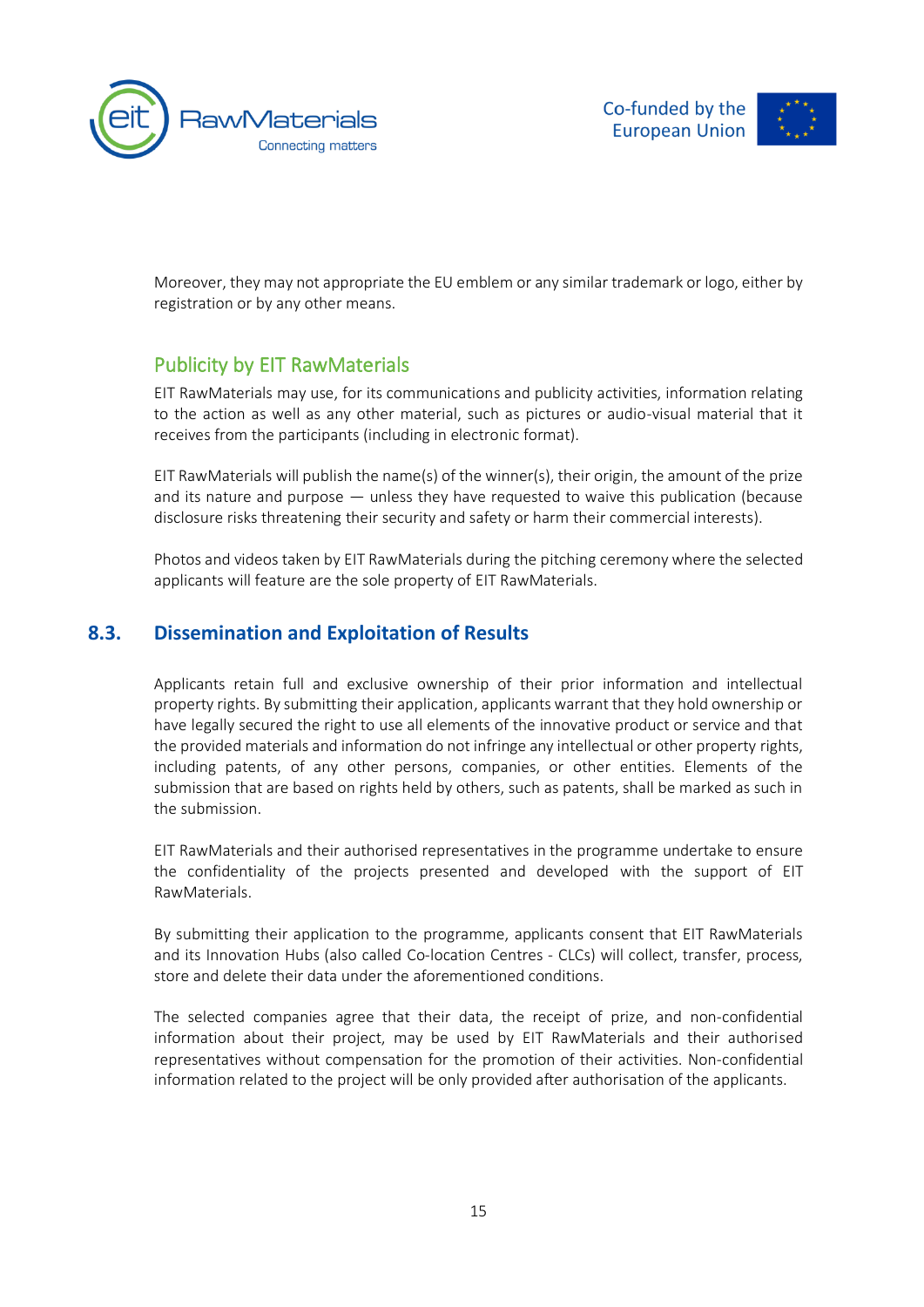Moreover, they may not appropriate the EU emblem or any similar trademark or logo, either by registration or by any other means.

### Publicity by EIT RawMaterials

EIT RawMaterials may use, for its communications and publicity activities, information relating to the action as well as any other material, such as pictures or audio-visual material that it receives from the participants (including in electronic format).

EIT RawMaterials will publish the name(s) of the winner(s), their origin, the amount of the prize and its nature and purpose — unless they have requested to waive this publication (because disclosure risks threatening their security and safety or harm their commercial interests).

Photos and videos taken by EIT RawMaterials during the pitching ceremony where the selected applicants will feature are the sole property of EIT RawMaterials.

## 8.3. Dissemination and Exploitation of Results

Applicants retain full and exclusive ownership of their prior information and intellectual property rights. By submitting their application, applicants warrant that they hold ownership or have legally secured the right to use all elements of the innovative product or service and that the provided materials and information do not infringe any intellectual or other property rights, including patents, of any other persons, companies, or other entities. Elements of the submission that are based on rights held by others, such as patents, shall be marked as such in the submission.

EIT RawMaterials and their authorised representatives in the programme undertake to ensure the confidentiality of the projects presented and developed with the support of EIT RawMaterials.

By submitting their application to the programme, applicants consent that EIT RawMaterials and its Innovation Hubs (also called Co-location Centres - CLCs) will collect, transfer, process, store and delete their data under the aforementioned conditions.

The selected companies agree that their data, the receipt of prize, and non-confidential information about their project, may be used by EIT RawMaterials and their authorised representatives without compensation for the promotion of their activities. Non-confidential information related to the project will be only provided after authorisation of the applicants.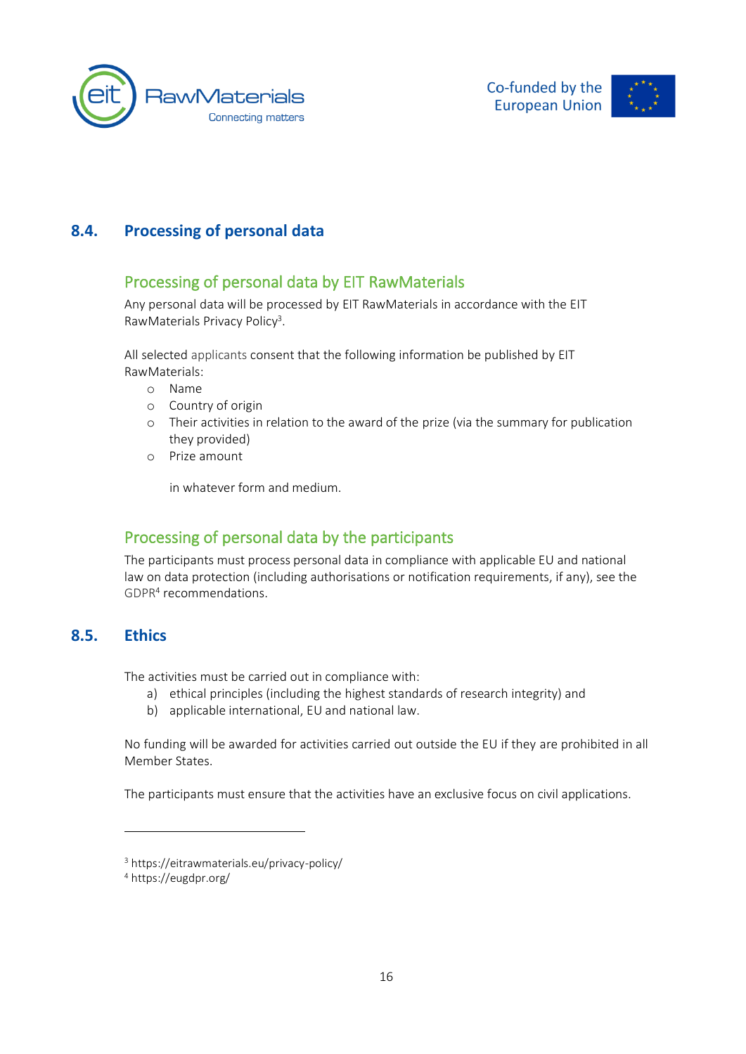## 8.4. Processing of personal data

### Processing of personal data by EIT RawMaterials

Any personal data will be processed by EIT RawMaterials in accordance with the EIT RawMaterials Privacy Policy[3].

All selected applicants consent that the following information be published by EIT RawMaterials:

- Name
- Country of origin
- Their activities in relation to the award of the prize (via the summary for publication they provided)
- Prize amount

in whatever form and medium.

### Processing of personal data by the participants

The participants must process personal data in compliance with applicable EU and national law on data protection (including authorisations or notification requirements, if any), see the GDPR[4] recommendations.

## 8.5. Ethics

The activities must be carried out in compliance with:

a) ethical principles (including the highest standards of research integrity) and
b) applicable international, EU and national law.

No funding will be awarded for activities carried out outside the EU if they are prohibited in all Member States.

The participants must ensure that the activities have an exclusive focus on civil applications.

---

[3] https://eitrawmaterials.eu/privacy-policy/
[4] https://eugdpr.org/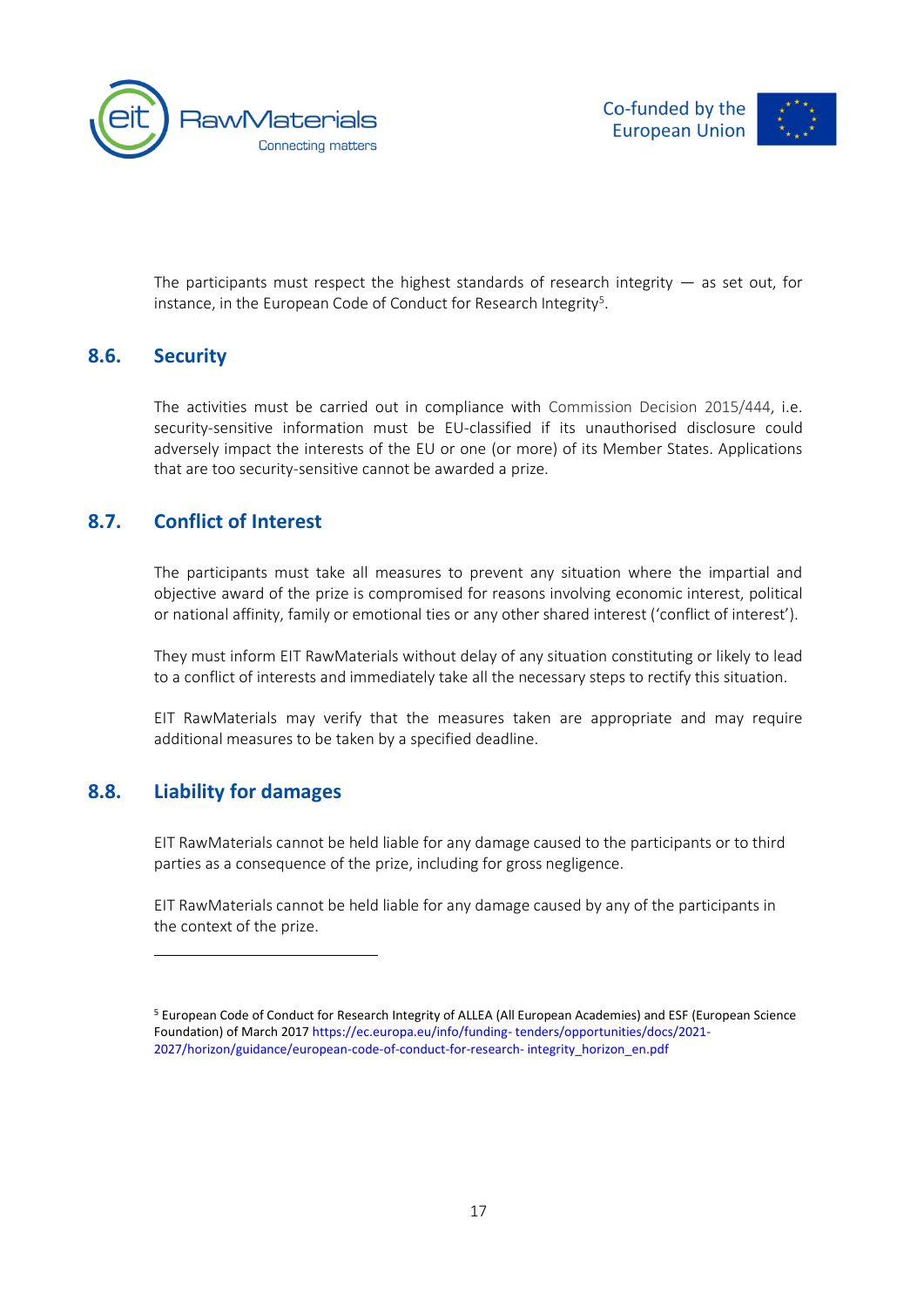The participants must respect the highest standards of research integrity — as set out, for instance, in the European Code of Conduct for Research Integrity[5].

## 8.6. Security

The activities must be carried out in compliance with Commission Decision 2015/444, i.e. security-sensitive information must be EU-classified if its unauthorised disclosure could adversely impact the interests of the EU or one (or more) of its Member States. Applications that are too security-sensitive cannot be awarded a prize.

## 8.7. Conflict of Interest

The participants must take all measures to prevent any situation where the impartial and objective award of the prize is compromised for reasons involving economic interest, political or national affinity, family or emotional ties or any other shared interest ('conflict of interest').

They must inform EIT RawMaterials without delay of any situation constituting or likely to lead to a conflict of interests and immediately take all the necessary steps to rectify this situation.

EIT RawMaterials may verify that the measures taken are appropriate and may require additional measures to be taken by a specified deadline.

## 8.8. Liability for damages

EIT RawMaterials cannot be held liable for any damage caused to the participants or to third parties as a consequence of the prize, including for gross negligence.

EIT RawMaterials cannot be held liable for any damage caused by any of the participants in the context of the prize.

---

[5] European Code of Conduct for Research Integrity of ALLEA (All European Academies) and ESF (European Science Foundation) of March 2017 https://ec.europa.eu/info/funding- tenders/opportunities/docs/2021-2027/horizon/guidance/european-code-of-conduct-for-research- integrity_horizon_en.pdf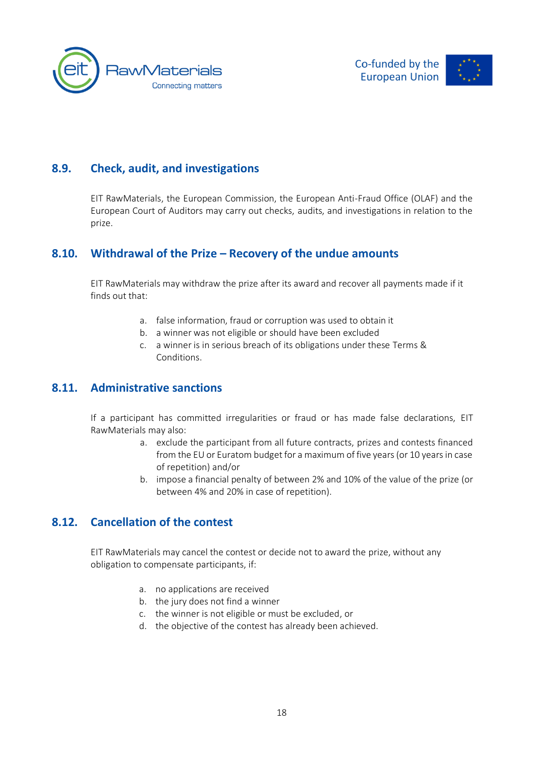### 8.9. Check, audit, and investigations

EIT RawMaterials, the European Commission, the European Anti-Fraud Office (OLAF) and the European Court of Auditors may carry out checks, audits, and investigations in relation to the prize.

### 8.10. Withdrawal of the Prize – Recovery of the undue amounts

EIT RawMaterials may withdraw the prize after its award and recover all payments made if it finds out that:

a. false information, fraud or corruption was used to obtain it
b. a winner was not eligible or should have been excluded
c. a winner is in serious breach of its obligations under these Terms & Conditions.

### 8.11. Administrative sanctions

If a participant has committed irregularities or fraud or has made false declarations, EIT RawMaterials may also:

a. exclude the participant from all future contracts, prizes and contests financed from the EU or Euratom budget for a maximum of five years (or 10 years in case of repetition) and/or
b. impose a financial penalty of between 2% and 10% of the value of the prize (or between 4% and 20% in case of repetition).

### 8.12. Cancellation of the contest

EIT RawMaterials may cancel the contest or decide not to award the prize, without any obligation to compensate participants, if:

a. no applications are received
b. the jury does not find a winner
c. the winner is not eligible or must be excluded, or
d. the objective of the contest has already been achieved.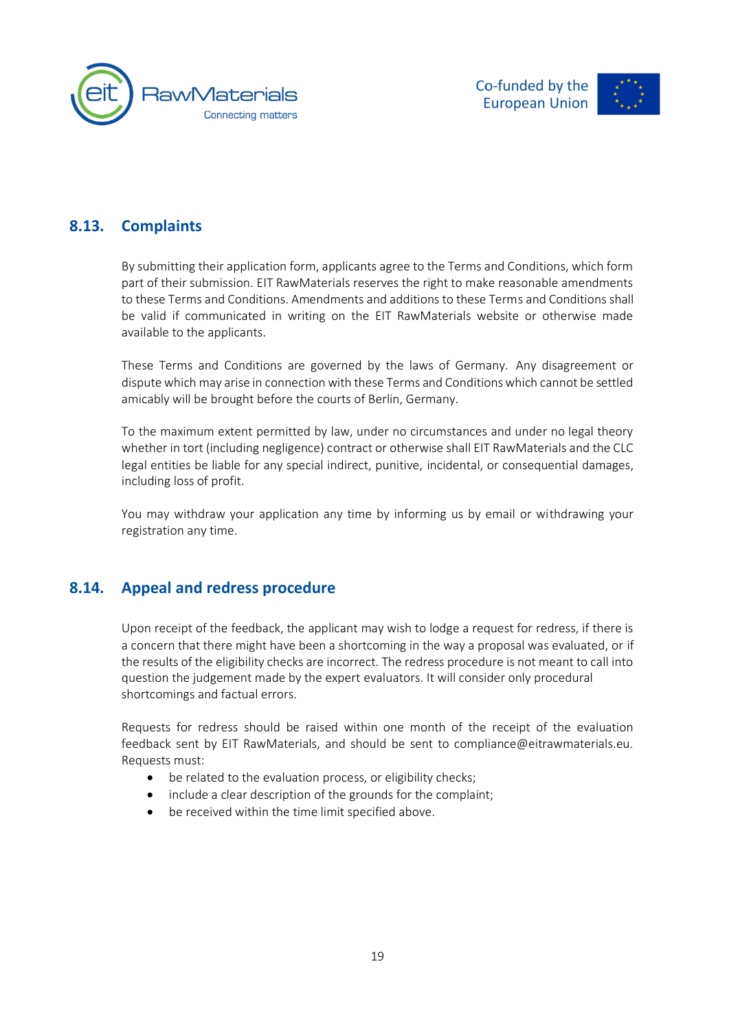## 8.13. Complaints

By submitting their application form, applicants agree to the Terms and Conditions, which form part of their submission. EIT RawMaterials reserves the right to make reasonable amendments to these Terms and Conditions. Amendments and additions to these Terms and Conditions shall be valid if communicated in writing on the EIT RawMaterials website or otherwise made available to the applicants.

These Terms and Conditions are governed by the laws of Germany. Any disagreement or dispute which may arise in connection with these Terms and Conditions which cannot be settled amicably will be brought before the courts of Berlin, Germany.

To the maximum extent permitted by law, under no circumstances and under no legal theory whether in tort (including negligence) contract or otherwise shall EIT RawMaterials and the CLC legal entities be liable for any special indirect, punitive, incidental, or consequential damages, including loss of profit.

You may withdraw your application any time by informing us by email or withdrawing your registration any time.

## 8.14. Appeal and redress procedure

Upon receipt of the feedback, the applicant may wish to lodge a request for redress, if there is a concern that there might have been a shortcoming in the way a proposal was evaluated, or if the results of the eligibility checks are incorrect. The redress procedure is not meant to call into question the judgement made by the expert evaluators. It will consider only procedural shortcomings and factual errors.

Requests for redress should be raised within one month of the receipt of the evaluation feedback sent by EIT RawMaterials, and should be sent to compliance@eitrawmaterials.eu. Requests must:

- be related to the evaluation process, or eligibility checks;
- include a clear description of the grounds for the complaint;
- be received within the time limit specified above.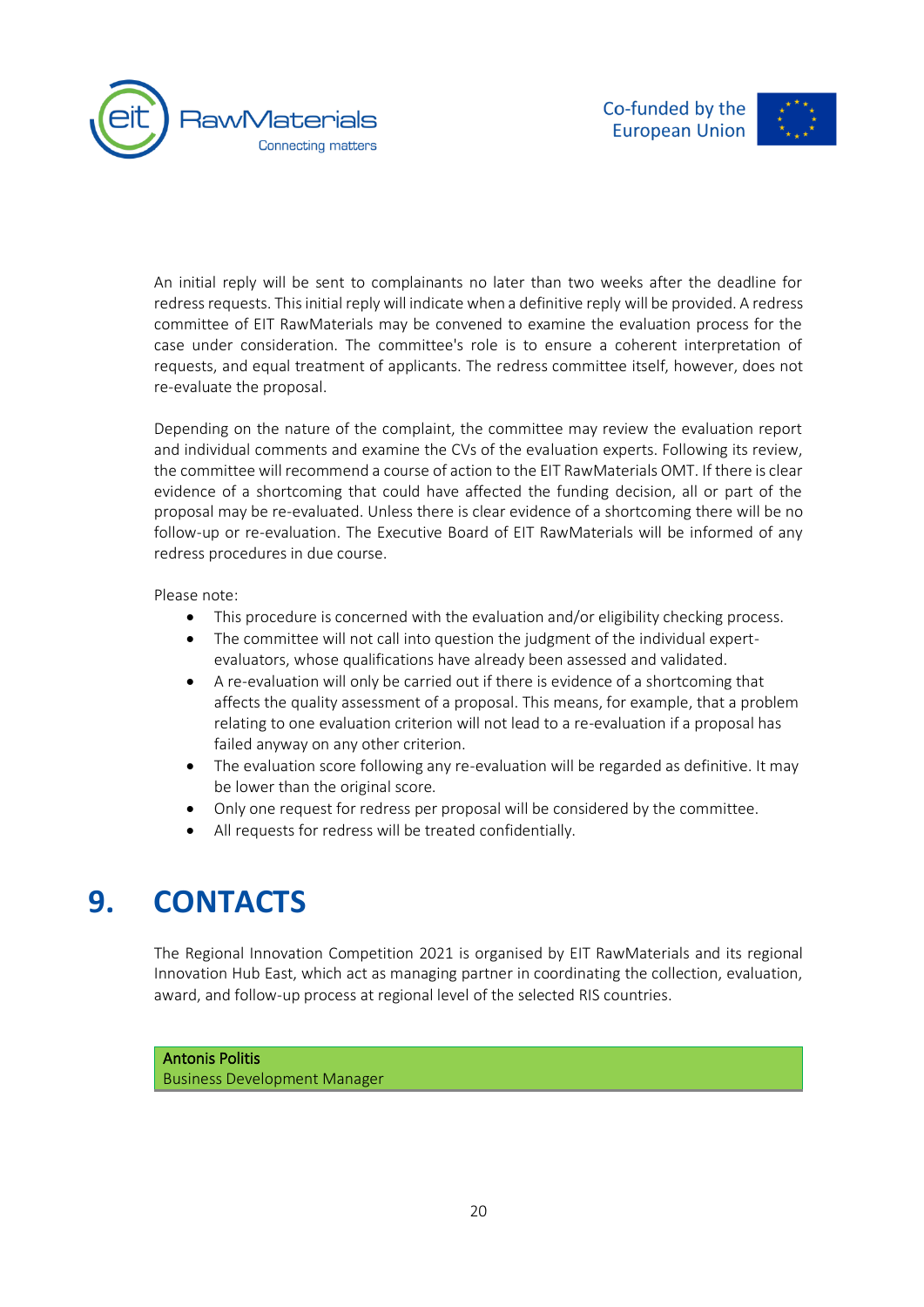An initial reply will be sent to complainants no later than two weeks after the deadline for redress requests. This initial reply will indicate when a definitive reply will be provided. A redress committee of EIT RawMaterials may be convened to examine the evaluation process for the case under consideration. The committee's role is to ensure a coherent interpretation of requests, and equal treatment of applicants. The redress committee itself, however, does not re-evaluate the proposal.

Depending on the nature of the complaint, the committee may review the evaluation report and individual comments and examine the CVs of the evaluation experts. Following its review, the committee will recommend a course of action to the EIT RawMaterials OMT. If there is clear evidence of a shortcoming that could have affected the funding decision, all or part of the proposal may be re-evaluated. Unless there is clear evidence of a shortcoming there will be no follow-up or re-evaluation. The Executive Board of EIT RawMaterials will be informed of any redress procedures in due course.

Please note:

- This procedure is concerned with the evaluation and/or eligibility checking process.
- The committee will not call into question the judgment of the individual expert-evaluators, whose qualifications have already been assessed and validated.
- A re-evaluation will only be carried out if there is evidence of a shortcoming that affects the quality assessment of a proposal. This means, for example, that a problem relating to one evaluation criterion will not lead to a re-evaluation if a proposal has failed anyway on any other criterion.
- The evaluation score following any re-evaluation will be regarded as definitive. It may be lower than the original score.
- Only one request for redress per proposal will be considered by the committee.
- All requests for redress will be treated confidentially.

# 9. CONTACTS

The Regional Innovation Competition 2021 is organised by EIT RawMaterials and its regional Innovation Hub East, which act as managing partner in coordinating the collection, evaluation, award, and follow-up process at regional level of the selected RIS countries.

**Antonis Politis**
Business Development Manager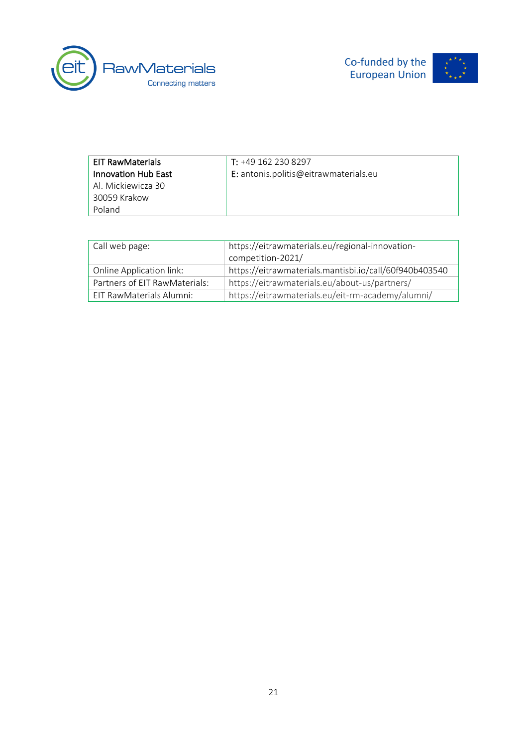| | |
|---|---|
| **EIT RawMaterials**<br>**Innovation Hub East**<br>Al. Mickiewicza 30<br>30059 Krakow<br>Poland | **T:** +49 162 230 8297<br>**E:** antonis.politis@eitrawmaterials.eu |

| | |
|---|---|
| Call web page: | https://eitrawmaterials.eu/regional-innovation-competition-2021/ |
| Online Application link: | https://eitrawmaterials.mantisbi.io/call/60f940b403540 |
| Partners of EIT RawMaterials: | https://eitrawmaterials.eu/about-us/partners/ |
| EIT RawMaterials Alumni: | https://eitrawmaterials.eu/eit-rm-academy/alumni/ |